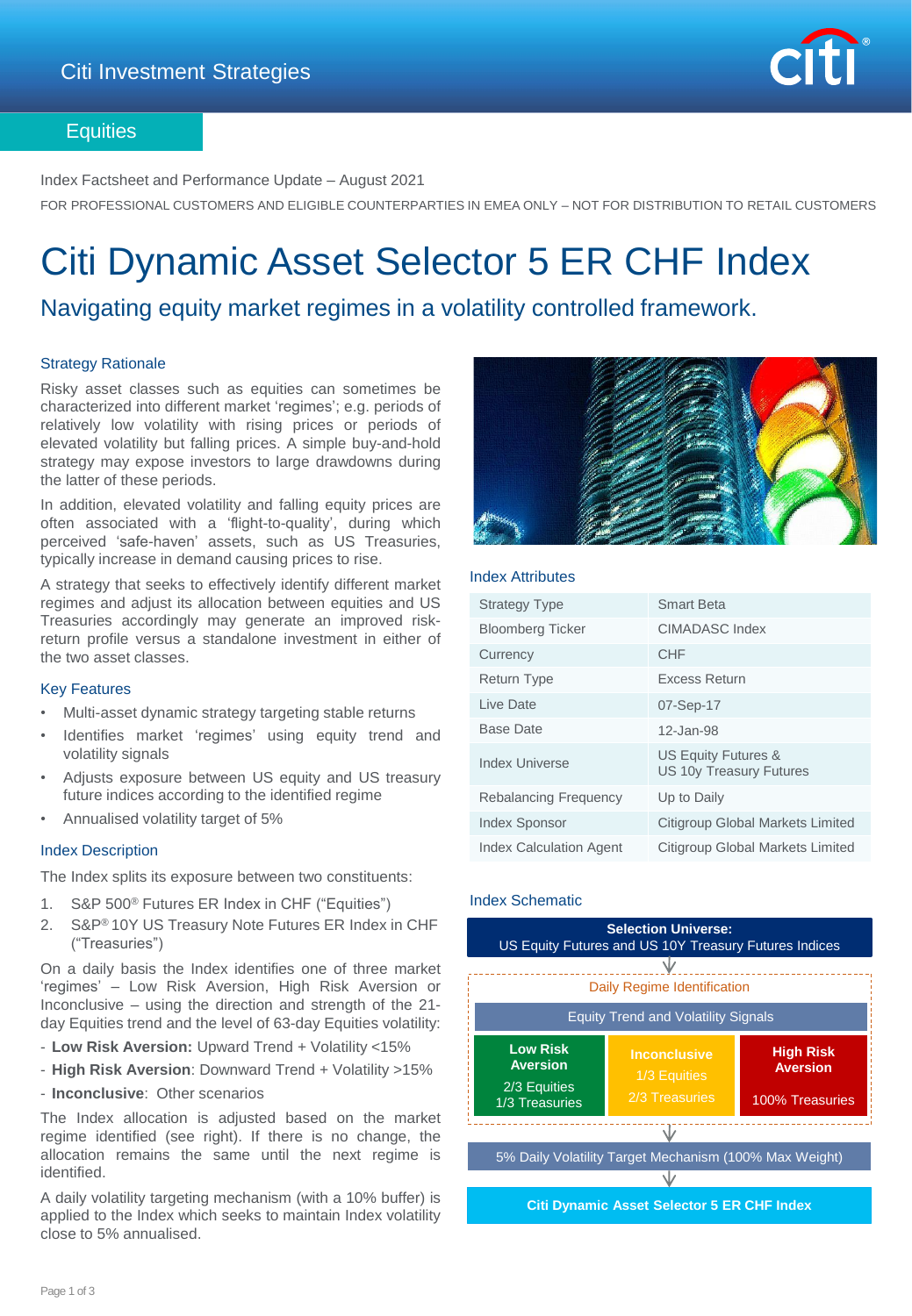Citi Investment Strategies

Equities

Index Factsheet and Performance Update – August 2021

FOR PROFESSIONAL CUSTOMERS AND ELIGIBLE COUNTERPARTIES IN EMEA ONLY – NOT FOR DISTRIBUTION TO RETAIL CUSTOMERS

# Citi Dynamic Asset Selector 5 ER CHF Index

## Navigating equity market regimes in a volatility controlled framework.

### Strategy Rationale

Risky asset classes such as equities can sometimes be characterized into different market 'regimes'; e.g. periods of relatively low volatility with rising prices or periods of elevated volatility but falling prices. A simple buy-and-hold strategy may expose investors to large drawdowns during the latter of these periods.

In addition, elevated volatility and falling equity prices are often associated with a 'flight-to-quality', during which perceived 'safe-haven' assets, such as US Treasuries, typically increase in demand causing prices to rise.

A strategy that seeks to effectively identify different market regimes and adjust its allocation between equities and US Treasuries accordingly may generate an improved risk-return profile versus a standalone investment in either of the two asset classes.

### Key Features

- Multi-asset dynamic strategy targeting stable returns
- Identifies market 'regimes' using equity trend and volatility signals
- Adjusts exposure between US equity and US treasury future indices according to the identified regime
- Annualised volatility target of 5%

### Index Description

The Index splits its exposure between two constituents:

1. S&P 500® Futures ER Index in CHF ("Equities")
2. S&P® 10Y US Treasury Note Futures ER Index in CHF ("Treasuries")

On a daily basis the Index identifies one of three market 'regimes' – Low Risk Aversion, High Risk Aversion or Inconclusive – using the direction and strength of the 21-day Equities trend and the level of 63-day Equities volatility:

- **Low Risk Aversion:** Upward Trend + Volatility <15%
- **High Risk Aversion**: Downward Trend + Volatility >15%
- **Inconclusive**: Other scenarios

The Index allocation is adjusted based on the market regime identified (see right). If there is no change, the allocation remains the same until the next regime is identified.

A daily volatility targeting mechanism (with a 10% buffer) is applied to the Index which seeks to maintain Index volatility close to 5% annualised.

### Index Attributes

| | |
|---|---|
| Strategy Type | Smart Beta |
| Bloomberg Ticker | CIMADASC Index |
| Currency | CHF |
| Return Type | Excess Return |
| Live Date | 07-Sep-17 |
| Base Date | 12-Jan-98 |
| Index Universe | US Equity Futures & US 10y Treasury Futures |
| Rebalancing Frequency | Up to Daily |
| Index Sponsor | Citigroup Global Markets Limited |
| Index Calculation Agent | Citigroup Global Markets Limited |

### Index Schematic

**Selection Universe:** US Equity Futures and US 10Y Treasury Futures Indices

↓

Daily Regime Identification

Equity Trend and Volatility Signals

| Low Risk Aversion | Inconclusive | High Risk Aversion |
|---|---|---|
| 2/3 Equities, 1/3 Treasuries | 1/3 Equities, 2/3 Treasuries | 100% Treasuries |

↓

5% Daily Volatility Target Mechanism (100% Max Weight)

↓

**Citi Dynamic Asset Selector 5 ER CHF Index**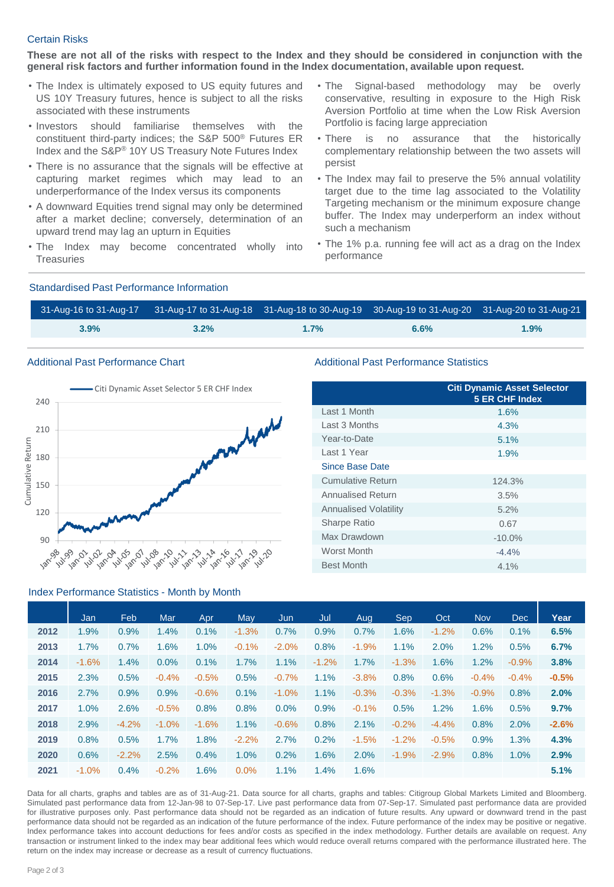## Certain Risks

**These are not all of the risks with respect to the Index and they should be considered in conjunction with the general risk factors and further information found in the Index documentation, available upon request.**

- The Index is ultimately exposed to US equity futures and US 10Y Treasury futures, hence is subject to all the risks associated with these instruments
- Investors should familiarise themselves with the constituent third-party indices; the S&P 500® Futures ER Index and the S&P® 10Y US Treasury Note Futures Index
- There is no assurance that the signals will be effective at capturing market regimes which may lead to an underperformance of the Index versus its components
- A downward Equities trend signal may only be determined after a market decline; conversely, determination of an upward trend may lag an upturn in Equities
- The Index may become concentrated wholly into Treasuries
- The Signal-based methodology may be overly conservative, resulting in exposure to the High Risk Aversion Portfolio at time when the Low Risk Aversion Portfolio is facing large appreciation
- There is no assurance that the historically complementary relationship between the two assets will persist
- The Index may fail to preserve the 5% annual volatility target due to the time lag associated to the Volatility Targeting mechanism or the minimum exposure change buffer. The Index may underperform an index without such a mechanism
- The 1% p.a. running fee will act as a drag on the Index performance

## Standardised Past Performance Information

| 31-Aug-16 to 31-Aug-17 | 31-Aug-17 to 31-Aug-18 | 31-Aug-18 to 30-Aug-19 | 30-Aug-19 to 31-Aug-20 | 31-Aug-20 to 31-Aug-21 |
|---|---|---|---|---|
| **3.9%** | **3.2%** | **1.7%** | **6.6%** | **1.9%** |

## Additional Past Performance Chart

Citi Dynamic Asset Selector 5 ER CHF Index

## Additional Past Performance Statistics

| | Citi Dynamic Asset Selector 5 ER CHF Index |
|---|---|
| Last 1 Month | 1.6% |
| Last 3 Months | 4.3% |
| Year-to-Date | 5.1% |
| Last 1 Year | 1.9% |
| Since Base Date | |
| Cumulative Return | 124.3% |
| Annualised Return | 3.5% |
| Annualised Volatility | 5.2% |
| Sharpe Ratio | 0.67 |
| Max Drawdown | -10.0% |
| Worst Month | -4.4% |
| Best Month | 4.1% |

## Index Performance Statistics - Month by Month

| | Jan | Feb | Mar | Apr | May | Jun | Jul | Aug | Sep | Oct | Nov | Dec | Year |
|---|---|---|---|---|---|---|---|---|---|---|---|---|---|
| **2012** | 1.9% | 0.9% | 1.4% | 0.1% | -1.3% | 0.7% | 0.9% | 0.7% | 1.6% | -1.2% | 0.6% | 0.1% | **6.5%** |
| **2013** | 1.7% | 0.7% | 1.6% | 1.0% | -0.1% | -2.0% | 0.8% | -1.9% | 1.1% | 2.0% | 1.2% | 0.5% | **6.7%** |
| **2014** | -1.6% | 1.4% | 0.0% | 0.1% | 1.7% | 1.1% | -1.2% | 1.7% | -1.3% | 1.6% | 1.2% | -0.9% | **3.8%** |
| **2015** | 2.3% | 0.5% | -0.4% | -0.5% | 0.5% | -0.7% | 1.1% | -3.8% | 0.8% | 0.6% | -0.4% | -0.4% | **-0.5%** |
| **2016** | 2.7% | 0.9% | 0.9% | -0.6% | 0.1% | -1.0% | 1.1% | -0.3% | -0.3% | -1.3% | -0.9% | 0.8% | **2.0%** |
| **2017** | 1.0% | 2.6% | -0.5% | 0.8% | 0.8% | 0.0% | 0.9% | -0.1% | 0.5% | 1.2% | 1.6% | 0.5% | **9.7%** |
| **2018** | 2.9% | -4.2% | -1.0% | -1.6% | 1.1% | -0.6% | 0.8% | 2.1% | -0.2% | -4.4% | 0.8% | 2.0% | **-2.6%** |
| **2019** | 0.8% | 0.5% | 1.7% | 1.8% | -2.2% | 2.7% | 0.2% | -1.5% | -1.2% | -0.5% | 0.9% | 1.3% | **4.3%** |
| **2020** | 0.6% | -2.2% | 2.5% | 0.4% | 1.0% | 0.2% | 1.6% | 2.0% | -1.9% | -2.9% | 0.8% | 1.0% | **2.9%** |
| **2021** | -1.0% | 0.4% | -0.2% | 1.6% | 0.0% | 1.1% | 1.4% | 1.6% | | | | | **5.1%** |

Data for all charts, graphs and tables are as of 31-Aug-21. Data source for all charts, graphs and tables: Citigroup Global Markets Limited and Bloomberg. Simulated past performance data from 12-Jan-98 to 07-Sep-17. Live past performance data from 07-Sep-17. Simulated past performance data are provided for illustrative purposes only. Past performance data should not be regarded as an indication of future results. Any upward or downward trend in the past performance data should not be regarded as an indication of the future performance of the index. Future performance of the index may be positive or negative. Index performance takes into account deductions for fees and/or costs as specified in the index methodology. Further details are available on request. Any transaction or instrument linked to the index may bear additional fees which would reduce overall returns compared with the performance illustrated here. The return on the index may increase or decrease as a result of currency fluctuations.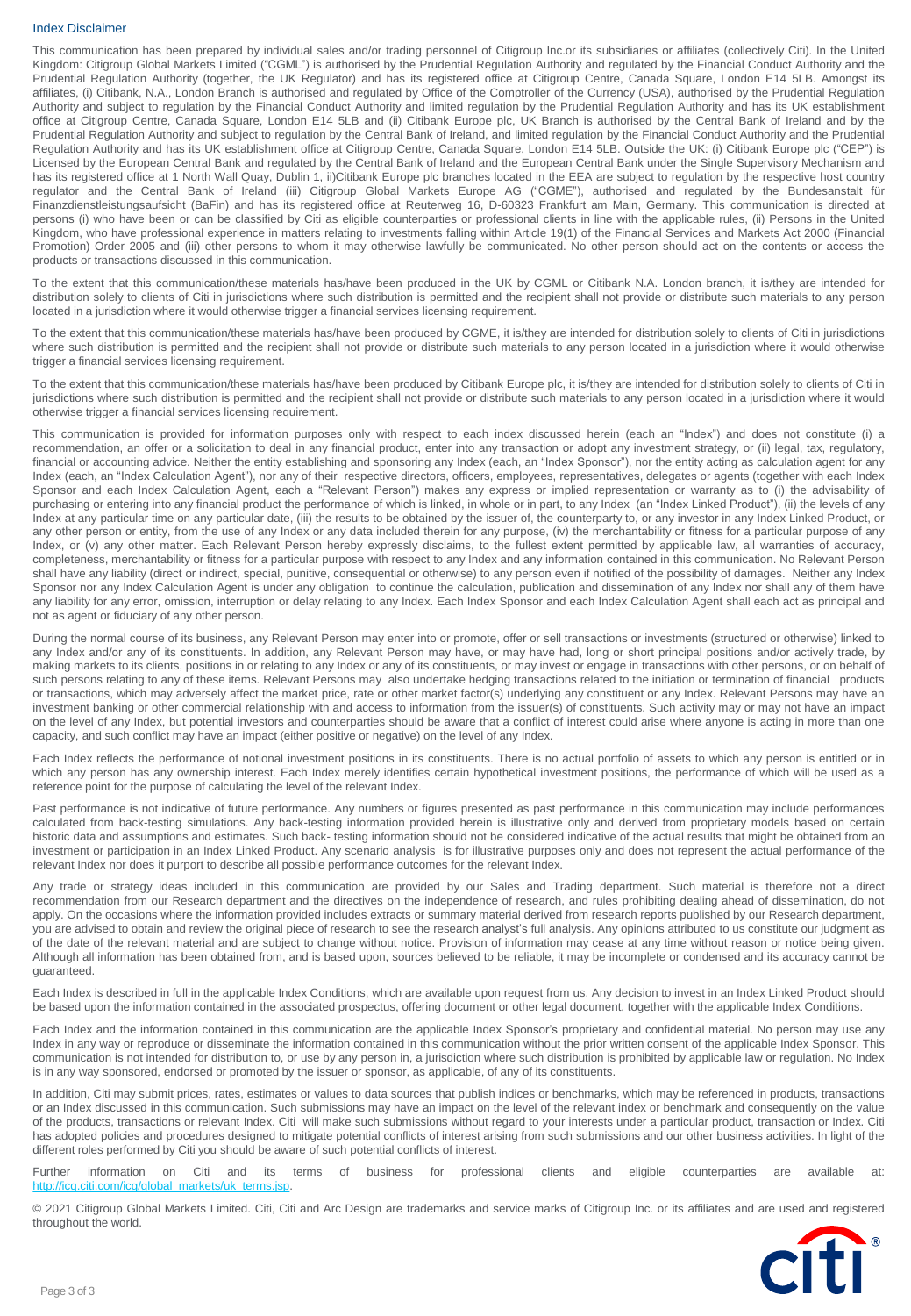## Index Disclaimer

This communication has been prepared by individual sales and/or trading personnel of Citigroup Inc.or its subsidiaries or affiliates (collectively Citi). In the United Kingdom: Citigroup Global Markets Limited ("CGML") is authorised by the Prudential Regulation Authority and regulated by the Financial Conduct Authority and the Prudential Regulation Authority (together, the UK Regulator) and has its registered office at Citigroup Centre, Canada Square, London E14 5LB. Amongst its affiliates, (i) Citibank, N.A., London Branch is authorised and regulated by Office of the Comptroller of the Currency (USA), authorised by the Prudential Regulation Authority and subject to regulation by the Financial Conduct Authority and limited regulation by the Prudential Regulation Authority and has its UK establishment office at Citigroup Centre, Canada Square, London E14 5LB and (ii) Citibank Europe plc, UK Branch is authorised by the Central Bank of Ireland and by the Prudential Regulation Authority and subject to regulation by the Central Bank of Ireland, and limited regulation by the Financial Conduct Authority and the Prudential Regulation Authority and has its UK establishment office at Citigroup Centre, Canada Square, London E14 5LB. Outside the UK: (i) Citibank Europe plc ("CEP") is Licensed by the European Central Bank and regulated by the Central Bank of Ireland and the European Central Bank under the Single Supervisory Mechanism and has its registered office at 1 North Wall Quay, Dublin 1, ii)Citibank Europe plc branches located in the EEA are subject to regulation by the respective host country regulator and the Central Bank of Ireland (iii) Citigroup Global Markets Europe AG ("CGME"), authorised and regulated by the Bundesanstalt für Finanzdienstleistungsaufsicht (BaFin) and has its registered office at Reuterweg 16, D-60323 Frankfurt am Main, Germany. This communication is directed at persons (i) who have been or can be classified by Citi as eligible counterparties or professional clients in line with the applicable rules, (ii) Persons in the United Kingdom, who have professional experience in matters relating to investments falling within Article 19(1) of the Financial Services and Markets Act 2000 (Financial Promotion) Order 2005 and (iii) other persons to whom it may otherwise lawfully be communicated. No other person should act on the contents or access the products or transactions discussed in this communication.

To the extent that this communication/these materials has/have been produced in the UK by CGML or Citibank N.A. London branch, it is/they are intended for distribution solely to clients of Citi in jurisdictions where such distribution is permitted and the recipient shall not provide or distribute such materials to any person located in a jurisdiction where it would otherwise trigger a financial services licensing requirement.

To the extent that this communication/these materials has/have been produced by CGME, it is/they are intended for distribution solely to clients of Citi in jurisdictions where such distribution is permitted and the recipient shall not provide or distribute such materials to any person located in a jurisdiction where it would otherwise trigger a financial services licensing requirement.

To the extent that this communication/these materials has/have been produced by Citibank Europe plc, it is/they are intended for distribution solely to clients of Citi in jurisdictions where such distribution is permitted and the recipient shall not provide or distribute such materials to any person located in a jurisdiction where it would otherwise trigger a financial services licensing requirement.

This communication is provided for information purposes only with respect to each index discussed herein (each an "Index") and does not constitute (i) a recommendation, an offer or a solicitation to deal in any financial product, enter into any transaction or adopt any investment strategy, or (ii) legal, tax, regulatory, financial or accounting advice. Neither the entity establishing and sponsoring any Index (each, an "Index Sponsor"), nor the entity acting as calculation agent for any Index (each, an "Index Calculation Agent"), nor any of their respective directors, officers, employees, representatives, delegates or agents (together with each Index Sponsor and each Index Calculation Agent, each a "Relevant Person") makes any express or implied representation or warranty as to (i) the advisability of purchasing or entering into any financial product the performance of which is linked, in whole or in part, to any Index (an "Index Linked Product"), (ii) the levels of any Index at any particular time on any particular date, (iii) the results to be obtained by the issuer of, the counterparty to, or any investor in any Index Linked Product, or any other person or entity, from the use of any Index or any data included therein for any purpose, (iv) the merchantability or fitness for a particular purpose of any Index, or (v) any other matter. Each Relevant Person hereby expressly disclaims, to the fullest extent permitted by applicable law, all warranties of accuracy, completeness, merchantability or fitness for a particular purpose with respect to any Index and any information contained in this communication. No Relevant Person shall have any liability (direct or indirect, special, punitive, consequential or otherwise) to any person even if notified of the possibility of damages. Neither any Index Sponsor nor any Index Calculation Agent is under any obligation to continue the calculation, publication and dissemination of any Index nor shall any of them have any liability for any error, omission, interruption or delay relating to any Index. Each Index Sponsor and each Index Calculation Agent shall each act as principal and not as agent or fiduciary of any other person.

During the normal course of its business, any Relevant Person may enter into or promote, offer or sell transactions or investments (structured or otherwise) linked to any Index and/or any of its constituents. In addition, any Relevant Person may have, or may have had, long or short principal positions and/or actively trade, by making markets to its clients, positions in or relating to any Index or any of its constituents, or may invest or engage in transactions with other persons, or on behalf of such persons relating to any of these items. Relevant Persons may also undertake hedging transactions related to the initiation or termination of financial products or transactions, which may adversely affect the market price, rate or other market factor(s) underlying any constituent or any Index. Relevant Persons may have an investment banking or other commercial relationship with and access to information from the issuer(s) of constituents. Such activity may or may not have an impact on the level of any Index, but potential investors and counterparties should be aware that a conflict of interest could arise where anyone is acting in more than one capacity, and such conflict may have an impact (either positive or negative) on the level of any Index.

Each Index reflects the performance of notional investment positions in its constituents. There is no actual portfolio of assets to which any person is entitled or in which any person has any ownership interest. Each Index merely identifies certain hypothetical investment positions, the performance of which will be used as a reference point for the purpose of calculating the level of the relevant Index.

Past performance is not indicative of future performance. Any numbers or figures presented as past performance in this communication may include performances calculated from back-testing simulations. Any back-testing information provided herein is illustrative only and derived from proprietary models based on certain historic data and assumptions and estimates. Such back- testing information should not be considered indicative of the actual results that might be obtained from an investment or participation in an Index Linked Product. Any scenario analysis is for illustrative purposes only and does not represent the actual performance of the relevant Index nor does it purport to describe all possible performance outcomes for the relevant Index.

Any trade or strategy ideas included in this communication are provided by our Sales and Trading department. Such material is therefore not a direct recommendation from our Research department and the directives on the independence of research, and rules prohibiting dealing ahead of dissemination, do not apply. On the occasions where the information provided includes extracts or summary material derived from research reports published by our Research department, you are advised to obtain and review the original piece of research to see the research analyst's full analysis. Any opinions attributed to us constitute our judgment as of the date of the relevant material and are subject to change without notice. Provision of information may cease at any time without reason or notice being given. Although all information has been obtained from, and is based upon, sources believed to be reliable, it may be incomplete or condensed and its accuracy cannot be guaranteed.

Each Index is described in full in the applicable Index Conditions, which are available upon request from us. Any decision to invest in an Index Linked Product should be based upon the information contained in the associated prospectus, offering document or other legal document, together with the applicable Index Conditions.

Each Index and the information contained in this communication are the applicable Index Sponsor's proprietary and confidential material. No person may use any Index in any way or reproduce or disseminate the information contained in this communication without the prior written consent of the applicable Index Sponsor. This communication is not intended for distribution to, or use by any person in, a jurisdiction where such distribution is prohibited by applicable law or regulation. No Index is in any way sponsored, endorsed or promoted by the issuer or sponsor, as applicable, of any of its constituents.

In addition, Citi may submit prices, rates, estimates or values to data sources that publish indices or benchmarks, which may be referenced in products, transactions or an Index discussed in this communication. Such submissions may have an impact on the level of the relevant index or benchmark and consequently on the value of the products, transactions or relevant Index. Citi will make such submissions without regard to your interests under a particular product, transaction or Index. Citi has adopted policies and procedures designed to mitigate potential conflicts of interest arising from such submissions and our other business activities. In light of the different roles performed by Citi you should be aware of such potential conflicts of interest.

Further information on Citi and its terms of business for professional clients and eligible counterparties are available at: [http://icg.citi.com/icg/global_markets/uk_terms.jsp](http://icg.citi.com/icg/global_markets/uk_terms.jsp).

© 2021 Citigroup Global Markets Limited. Citi, Citi and Arc Design are trademarks and service marks of Citigroup Inc. or its affiliates and are used and registered throughout the world.

citi®